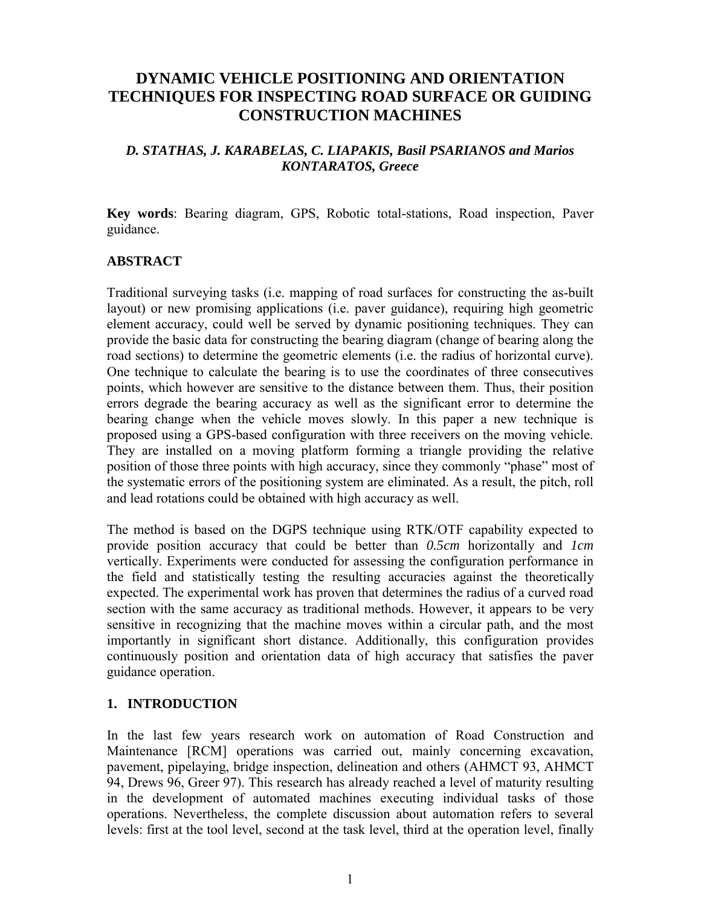# DYNAMIC VEHICLE POSITIONING AND ORIENTATION TECHNIQUES FOR INSPECTING ROAD SURFACE OR GUIDING CONSTRUCTION MACHINES

***D. STATHAS, J. KARABELAS, C. LIAPAKIS, Basil PSARIANOS and Marios KONTARATOS, Greece***

**Key words**: Bearing diagram, GPS, Robotic total-stations, Road inspection, Paver guidance.

## ABSTRACT

Traditional surveying tasks (i.e. mapping of road surfaces for constructing the as-built layout) or new promising applications (i.e. paver guidance), requiring high geometric element accuracy, could well be served by dynamic positioning techniques. They can provide the basic data for constructing the bearing diagram (change of bearing along the road sections) to determine the geometric elements (i.e. the radius of horizontal curve). One technique to calculate the bearing is to use the coordinates of three consecutives points, which however are sensitive to the distance between them. Thus, their position errors degrade the bearing accuracy as well as the significant error to determine the bearing change when the vehicle moves slowly. In this paper a new technique is proposed using a GPS-based configuration with three receivers on the moving vehicle. They are installed on a moving platform forming a triangle providing the relative position of those three points with high accuracy, since they commonly "phase" most of the systematic errors of the positioning system are eliminated. As a result, the pitch, roll and lead rotations could be obtained with high accuracy as well.

The method is based on the DGPS technique using RTK/OTF capability expected to provide position accuracy that could be better than *0.5cm* horizontally and *1cm* vertically. Experiments were conducted for assessing the configuration performance in the field and statistically testing the resulting accuracies against the theoretically expected. The experimental work has proven that determines the radius of a curved road section with the same accuracy as traditional methods. However, it appears to be very sensitive in recognizing that the machine moves within a circular path, and the most importantly in significant short distance. Additionally, this configuration provides continuously position and orientation data of high accuracy that satisfies the paver guidance operation.

## 1. INTRODUCTION

In the last few years research work on automation of Road Construction and Maintenance [RCM] operations was carried out, mainly concerning excavation, pavement, pipelaying, bridge inspection, delineation and others (AHMCT 93, AHMCT 94, Drews 96, Greer 97). This research has already reached a level of maturity resulting in the development of automated machines executing individual tasks of those operations. Nevertheless, the complete discussion about automation refers to several levels: first at the tool level, second at the task level, third at the operation level, finally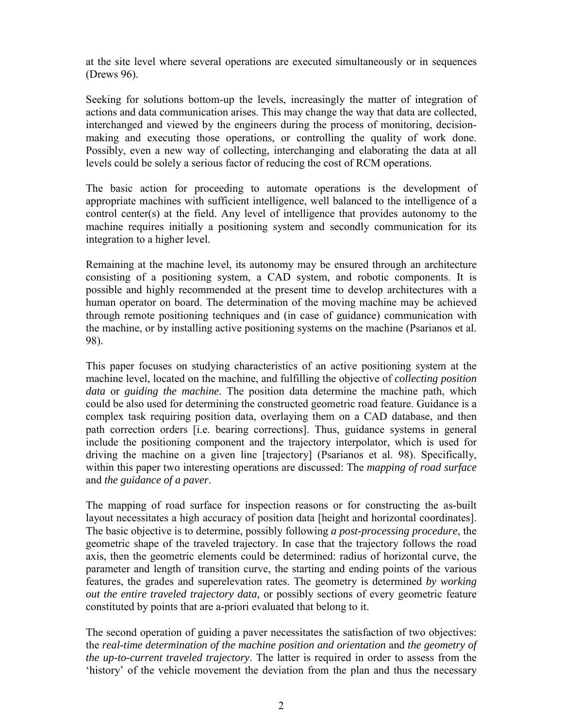at the site level where several operations are executed simultaneously or in sequences (Drews 96).

Seeking for solutions bottom-up the levels, increasingly the matter of integration of actions and data communication arises. This may change the way that data are collected, interchanged and viewed by the engineers during the process of monitoring, decision-making and executing those operations, or controlling the quality of work done. Possibly, even a new way of collecting, interchanging and elaborating the data at all levels could be solely a serious factor of reducing the cost of RCM operations.

The basic action for proceeding to automate operations is the development of appropriate machines with sufficient intelligence, well balanced to the intelligence of a control center(s) at the field. Any level of intelligence that provides autonomy to the machine requires initially a positioning system and secondly communication for its integration to a higher level.

Remaining at the machine level, its autonomy may be ensured through an architecture consisting of a positioning system, a CAD system, and robotic components. It is possible and highly recommended at the present time to develop architectures with a human operator on board. The determination of the moving machine may be achieved through remote positioning techniques and (in case of guidance) communication with the machine, or by installing active positioning systems on the machine (Psarianos et al. 98).

This paper focuses on studying characteristics of an active positioning system at the machine level, located on the machine, and fulfilling the objective of *collecting position data* or *guiding the machine*. The position data determine the machine path, which could be also used for determining the constructed geometric road feature. Guidance is a complex task requiring position data, overlaying them on a CAD database, and then path correction orders [i.e. bearing corrections]. Thus, guidance systems in general include the positioning component and the trajectory interpolator, which is used for driving the machine on a given line [trajectory] (Psarianos et al. 98). Specifically, within this paper two interesting operations are discussed: The *mapping of road surface* and *the guidance of a paver*.

The mapping of road surface for inspection reasons or for constructing the as-built layout necessitates a high accuracy of position data [height and horizontal coordinates]. The basic objective is to determine, possibly following *a post-processing procedure*, the geometric shape of the traveled trajectory. In case that the trajectory follows the road axis, then the geometric elements could be determined: radius of horizontal curve, the parameter and length of transition curve, the starting and ending points of the various features, the grades and superelevation rates. The geometry is determined *by working out the entire traveled trajectory data,* or possibly sections of every geometric feature constituted by points that are a-priori evaluated that belong to it.

The second operation of guiding a paver necessitates the satisfaction of two objectives: the *real-time determination of the machine position and orientation* and *the geometry of the up-to-current traveled trajectory*. The latter is required in order to assess from the 'history' of the vehicle movement the deviation from the plan and thus the necessary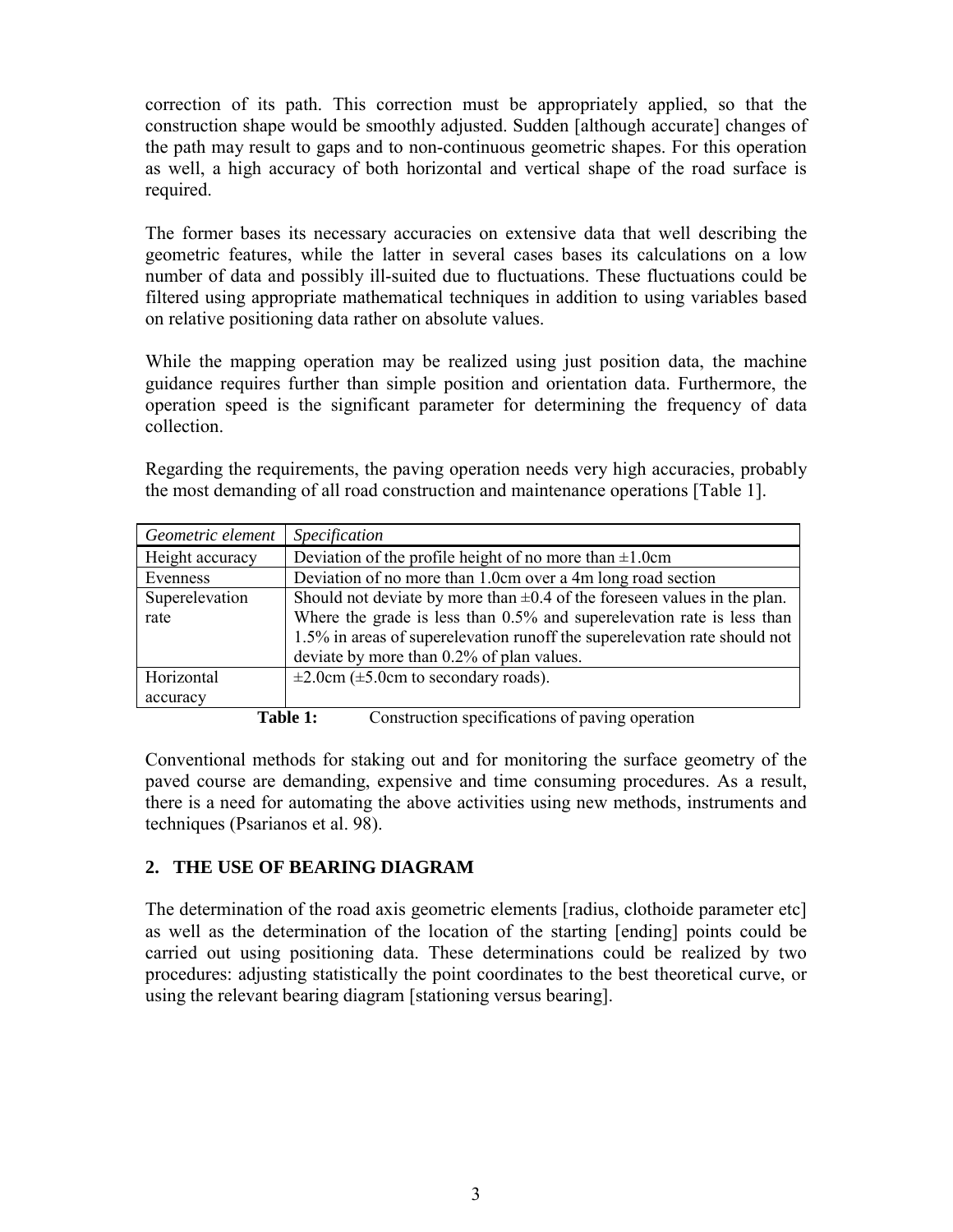correction of its path. This correction must be appropriately applied, so that the construction shape would be smoothly adjusted. Sudden [although accurate] changes of the path may result to gaps and to non-continuous geometric shapes. For this operation as well, a high accuracy of both horizontal and vertical shape of the road surface is required.

The former bases its necessary accuracies on extensive data that well describing the geometric features, while the latter in several cases bases its calculations on a low number of data and possibly ill-suited due to fluctuations. These fluctuations could be filtered using appropriate mathematical techniques in addition to using variables based on relative positioning data rather on absolute values.

While the mapping operation may be realized using just position data, the machine guidance requires further than simple position and orientation data. Furthermore, the operation speed is the significant parameter for determining the frequency of data collection.

Regarding the requirements, the paving operation needs very high accuracies, probably the most demanding of all road construction and maintenance operations [Table 1].

| *Geometric element* | *Specification* |
|---|---|
| Height accuracy | Deviation of the profile height of no more than ±1.0cm |
| Evenness | Deviation of no more than 1.0cm over a 4m long road section |
| Superelevation rate | Should not deviate by more than ±0.4 of the foreseen values in the plan. Where the grade is less than 0.5% and superelevation rate is less than 1.5% in areas of superelevation runoff the superelevation rate should not deviate by more than 0.2% of plan values. |
| Horizontal accuracy | ±2.0cm (±5.0cm to secondary roads). |

**Table 1:** Construction specifications of paving operation

Conventional methods for staking out and for monitoring the surface geometry of the paved course are demanding, expensive and time consuming procedures. As a result, there is a need for automating the above activities using new methods, instruments and techniques (Psarianos et al. 98).

## 2. THE USE OF BEARING DIAGRAM

The determination of the road axis geometric elements [radius, clothoide parameter etc] as well as the determination of the location of the starting [ending] points could be carried out using positioning data. These determinations could be realized by two procedures: adjusting statistically the point coordinates to the best theoretical curve, or using the relevant bearing diagram [stationing versus bearing].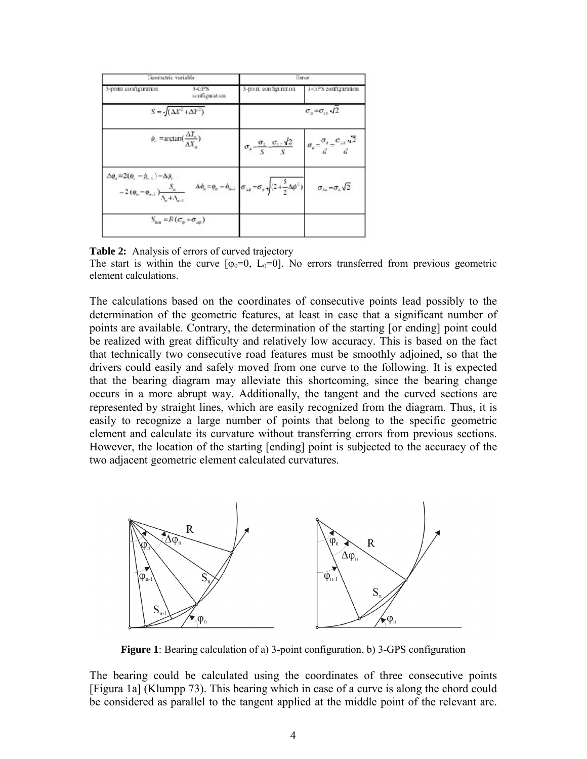| Geometric variable | | Error | |
|---|---|---|---|
| 3-point configuration | 3-GPS configuration | 3-point configuration | 3-GPS configuration |
| $S=\sqrt{(\Delta X^2+\Delta Y^2)}$ | | $\sigma_S=\sigma_{\Sigma\Sigma}\sqrt{2}$ | |
| $\phi_r=\arctan(\frac{\Delta Y_n}{\Delta X_n})$ | | $\sigma_\varphi=\frac{\sigma_S}{S}=\frac{\sigma_{\Sigma\Sigma}\sqrt{2}}{S}$ | $\sigma_\varphi=\frac{\sigma_S}{d}=\frac{\sigma_{\Sigma\Sigma}\sqrt{2}}{d}$ |
| $\Delta\varphi_n=2(\phi_r-\phi_{r-1})-\Delta\phi_r-2(\varphi_n-\varphi_{n-1})\frac{S_n}{S_n+S_{n-1}}$ | $\Delta\phi_n=\varphi_n-\phi_{n-1}$ | $\sigma_{\Delta\phi}=\sigma_\phi\sqrt{(2+\frac{5}{2}\Delta\phi^2)}$ | $\sigma_{\Delta\phi}=\sigma_\phi\sqrt{2}$ |
| $S_{\min}=R(\sigma_\varphi+\sigma_{\Delta\varphi})$ | | | |

**Table 2:** Analysis of errors of curved trajectory
The start is within the curve [$\varphi_0$=0, $L_0$=0]. No errors transferred from previous geometric element calculations.

The calculations based on the coordinates of consecutive points lead possibly to the determination of the geometric features, at least in case that a significant number of points are available. Contrary, the determination of the starting [or ending] point could be realized with great difficulty and relatively low accuracy. This is based on the fact that technically two consecutive road features must be smoothly adjoined, so that the drivers could easily and safely moved from one curve to the following. It is expected that the bearing diagram may alleviate this shortcoming, since the bearing change occurs in a more abrupt way. Additionally, the tangent and the curved sections are represented by straight lines, which are easily recognized from the diagram. Thus, it is easily to recognize a large number of points that belong to the specific geometric element and calculate its curvature without transferring errors from previous sections. However, the location of the starting [ending] point is subjected to the accuracy of the two adjacent geometric element calculated curvatures.

**Figure 1**: Bearing calculation of a) 3-point configuration, b) 3-GPS configuration

The bearing could be calculated using the coordinates of three consecutive points [Figura 1a] (Klumpp 73). This bearing which in case of a curve is along the chord could be considered as parallel to the tangent applied at the middle point of the relevant arc.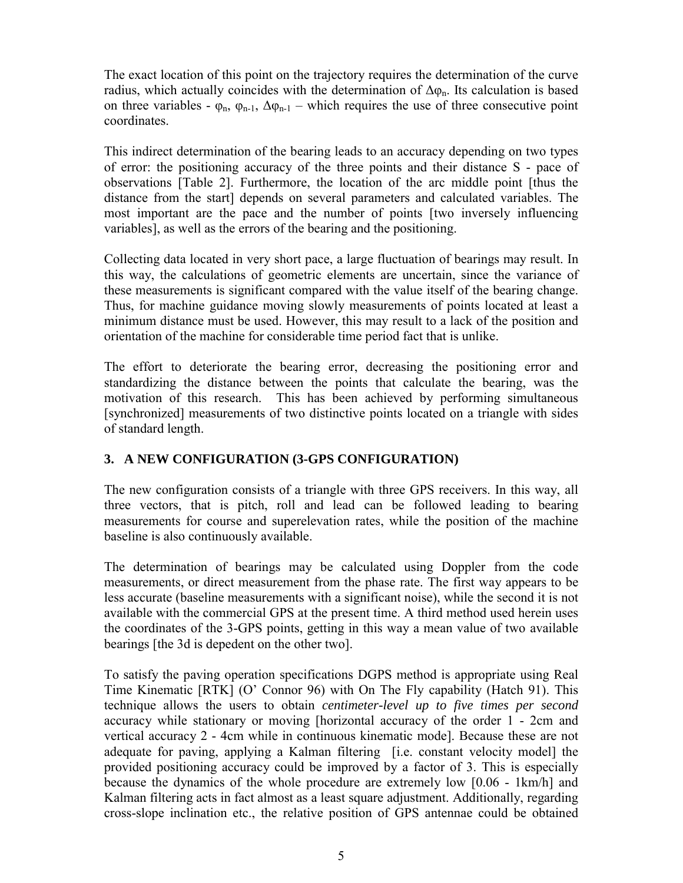The exact location of this point on the trajectory requires the determination of the curve radius, which actually coincides with the determination of $\Delta\varphi_n$. Its calculation is based on three variables - $\varphi_n$, $\varphi_{n-1}$, $\Delta\varphi_{n-1}$ – which requires the use of three consecutive point coordinates.

This indirect determination of the bearing leads to an accuracy depending on two types of error: the positioning accuracy of the three points and their distance S - pace of observations [Table 2]. Furthermore, the location of the arc middle point [thus the distance from the start] depends on several parameters and calculated variables. The most important are the pace and the number of points [two inversely influencing variables], as well as the errors of the bearing and the positioning.

Collecting data located in very short pace, a large fluctuation of bearings may result. In this way, the calculations of geometric elements are uncertain, since the variance of these measurements is significant compared with the value itself of the bearing change. Thus, for machine guidance moving slowly measurements of points located at least a minimum distance must be used. However, this may result to a lack of the position and orientation of the machine for considerable time period fact that is unlike.

The effort to deteriorate the bearing error, decreasing the positioning error and standardizing the distance between the points that calculate the bearing, was the motivation of this research. This has been achieved by performing simultaneous [synchronized] measurements of two distinctive points located on a triangle with sides of standard length.

## 3. A NEW CONFIGURATION (3-GPS CONFIGURATION)

The new configuration consists of a triangle with three GPS receivers. In this way, all three vectors, that is pitch, roll and lead can be followed leading to bearing measurements for course and superelevation rates, while the position of the machine baseline is also continuously available.

The determination of bearings may be calculated using Doppler from the code measurements, or direct measurement from the phase rate. The first way appears to be less accurate (baseline measurements with a significant noise), while the second it is not available with the commercial GPS at the present time. A third method used herein uses the coordinates of the 3-GPS points, getting in this way a mean value of two available bearings [the 3d is depedent on the other two].

To satisfy the paving operation specifications DGPS method is appropriate using Real Time Kinematic [RTK] (O' Connor 96) with On The Fly capability (Hatch 91). This technique allows the users to obtain *centimeter-level up to five times per second* accuracy while stationary or moving [horizontal accuracy of the order 1 - 2cm and vertical accuracy 2 - 4cm while in continuous kinematic mode]. Because these are not adequate for paving, applying a Kalman filtering [i.e. constant velocity model] the provided positioning accuracy could be improved by a factor of 3. This is especially because the dynamics of the whole procedure are extremely low [0.06 - 1km/h] and Kalman filtering acts in fact almost as a least square adjustment. Additionally, regarding cross-slope inclination etc., the relative position of GPS antennae could be obtained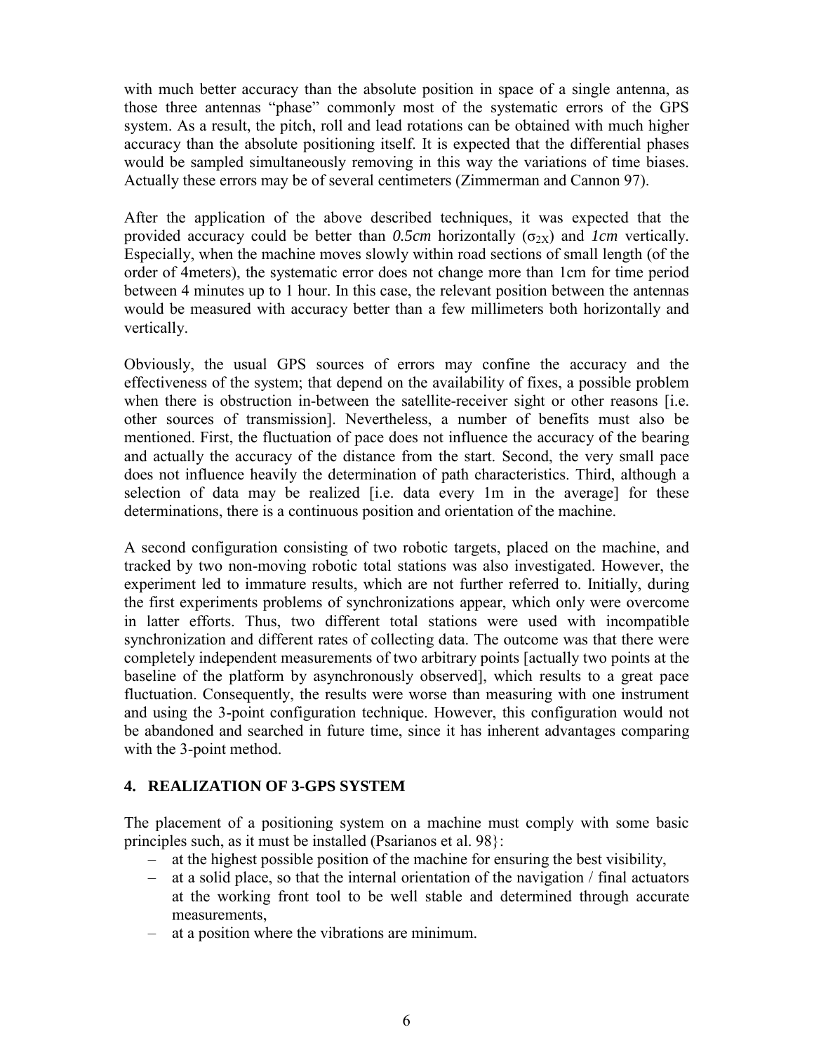with much better accuracy than the absolute position in space of a single antenna, as those three antennas "phase" commonly most of the systematic errors of the GPS system. As a result, the pitch, roll and lead rotations can be obtained with much higher accuracy than the absolute positioning itself. It is expected that the differential phases would be sampled simultaneously removing in this way the variations of time biases. Actually these errors may be of several centimeters (Zimmerman and Cannon 97).

After the application of the above described techniques, it was expected that the provided accuracy could be better than *0.5cm* horizontally ($\sigma_{2X}$) and *1cm* vertically. Especially, when the machine moves slowly within road sections of small length (of the order of 4meters), the systematic error does not change more than 1cm for time period between 4 minutes up to 1 hour. In this case, the relevant position between the antennas would be measured with accuracy better than a few millimeters both horizontally and vertically.

Obviously, the usual GPS sources of errors may confine the accuracy and the effectiveness of the system; that depend on the availability of fixes, a possible problem when there is obstruction in-between the satellite-receiver sight or other reasons [i.e. other sources of transmission]. Nevertheless, a number of benefits must also be mentioned. First, the fluctuation of pace does not influence the accuracy of the bearing and actually the accuracy of the distance from the start. Second, the very small pace does not influence heavily the determination of path characteristics. Third, although a selection of data may be realized [i.e. data every 1m in the average] for these determinations, there is a continuous position and orientation of the machine.

A second configuration consisting of two robotic targets, placed on the machine, and tracked by two non-moving robotic total stations was also investigated. However, the experiment led to immature results, which are not further referred to. Initially, during the first experiments problems of synchronizations appear, which only were overcome in latter efforts. Thus, two different total stations were used with incompatible synchronization and different rates of collecting data. The outcome was that there were completely independent measurements of two arbitrary points [actually two points at the baseline of the platform by asynchronously observed], which results to a great pace fluctuation. Consequently, the results were worse than measuring with one instrument and using the 3-point configuration technique. However, this configuration would not be abandoned and searched in future time, since it has inherent advantages comparing with the 3-point method.

## 4. REALIZATION OF 3-GPS SYSTEM

The placement of a positioning system on a machine must comply with some basic principles such, as it must be installed (Psarianos et al. 98}:

- at the highest possible position of the machine for ensuring the best visibility,
- at a solid place, so that the internal orientation of the navigation / final actuators at the working front tool to be well stable and determined through accurate measurements,
- at a position where the vibrations are minimum.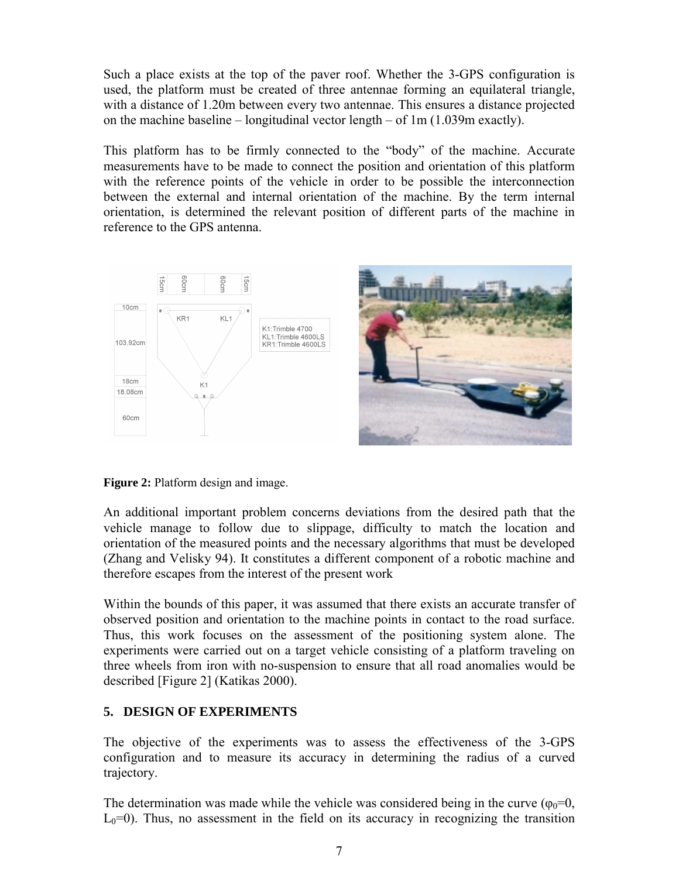Such a place exists at the top of the paver roof. Whether the 3-GPS configuration is used, the platform must be created of three antennae forming an equilateral triangle, with a distance of 1.20m between every two antennae. This ensures a distance projected on the machine baseline – longitudinal vector length – of 1m (1.039m exactly).

This platform has to be firmly connected to the "body" of the machine. Accurate measurements have to be made to connect the position and orientation of this platform with the reference points of the vehicle in order to be possible the interconnection between the external and internal orientation of the machine. By the term internal orientation, is determined the relevant position of different parts of the machine in reference to the GPS antenna.

**Figure 2:** Platform design and image.

An additional important problem concerns deviations from the desired path that the vehicle manage to follow due to slippage, difficulty to match the location and orientation of the measured points and the necessary algorithms that must be developed (Zhang and Velisky 94). It constitutes a different component of a robotic machine and therefore escapes from the interest of the present work

Within the bounds of this paper, it was assumed that there exists an accurate transfer of observed position and orientation to the machine points in contact to the road surface. Thus, this work focuses on the assessment of the positioning system alone. The experiments were carried out on a target vehicle consisting of a platform traveling on three wheels from iron with no-suspension to ensure that all road anomalies would be described [Figure 2] (Katikas 2000).

## 5. DESIGN OF EXPERIMENTS

The objective of the experiments was to assess the effectiveness of the 3-GPS configuration and to measure its accuracy in determining the radius of a curved trajectory.

The determination was made while the vehicle was considered being in the curve ($\varphi_0$=0, $L_0$=0). Thus, no assessment in the field on its accuracy in recognizing the transition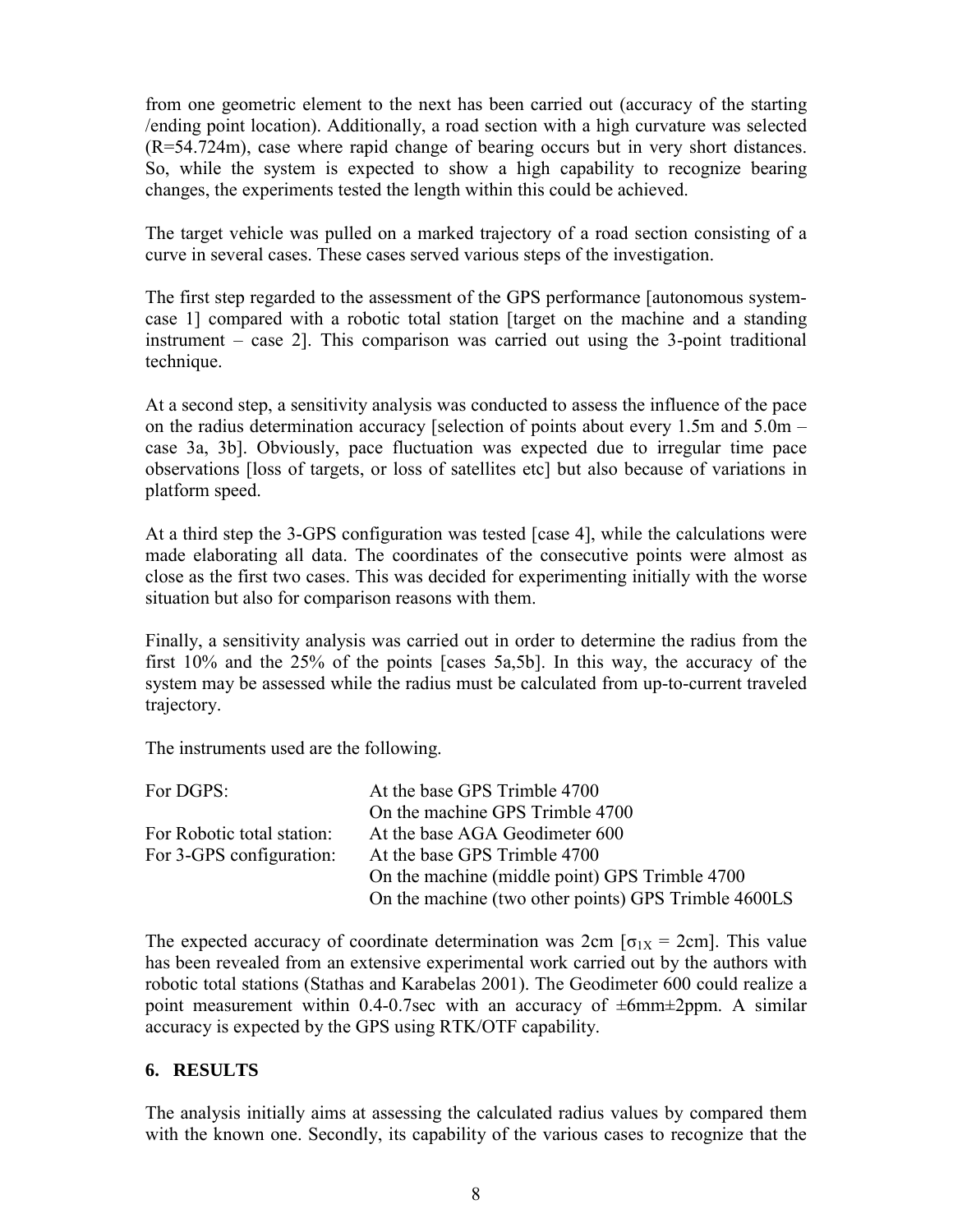from one geometric element to the next has been carried out (accuracy of the starting /ending point location). Additionally, a road section with a high curvature was selected (R=54.724m), case where rapid change of bearing occurs but in very short distances. So, while the system is expected to show a high capability to recognize bearing changes, the experiments tested the length within this could be achieved.

The target vehicle was pulled on a marked trajectory of a road section consisting of a curve in several cases. These cases served various steps of the investigation.

The first step regarded to the assessment of the GPS performance [autonomous system-case 1] compared with a robotic total station [target on the machine and a standing instrument – case 2]. This comparison was carried out using the 3-point traditional technique.

At a second step, a sensitivity analysis was conducted to assess the influence of the pace on the radius determination accuracy [selection of points about every 1.5m and 5.0m – case 3a, 3b]. Obviously, pace fluctuation was expected due to irregular time pace observations [loss of targets, or loss of satellites etc] but also because of variations in platform speed.

At a third step the 3-GPS configuration was tested [case 4], while the calculations were made elaborating all data. The coordinates of the consecutive points were almost as close as the first two cases. This was decided for experimenting initially with the worse situation but also for comparison reasons with them.

Finally, a sensitivity analysis was carried out in order to determine the radius from the first 10% and the 25% of the points [cases 5a,5b]. In this way, the accuracy of the system may be assessed while the radius must be calculated from up-to-current traveled trajectory.

The instruments used are the following.

| | |
|---|---|
| For DGPS: | At the base GPS Trimble 4700 |
| | On the machine GPS Trimble 4700 |
| For Robotic total station: | At the base AGA Geodimeter 600 |
| For 3-GPS configuration: | At the base GPS Trimble 4700 |
| | On the machine (middle point) GPS Trimble 4700 |
| | On the machine (two other points) GPS Trimble 4600LS |

The expected accuracy of coordinate determination was 2cm [$\sigma_{1X}$ = 2cm]. This value has been revealed from an extensive experimental work carried out by the authors with robotic total stations (Stathas and Karabelas 2001). The Geodimeter 600 could realize a point measurement within 0.4-0.7sec with an accuracy of ±6mm±2ppm. A similar accuracy is expected by the GPS using RTK/OTF capability.

## 6. RESULTS

The analysis initially aims at assessing the calculated radius values by compared them with the known one. Secondly, its capability of the various cases to recognize that the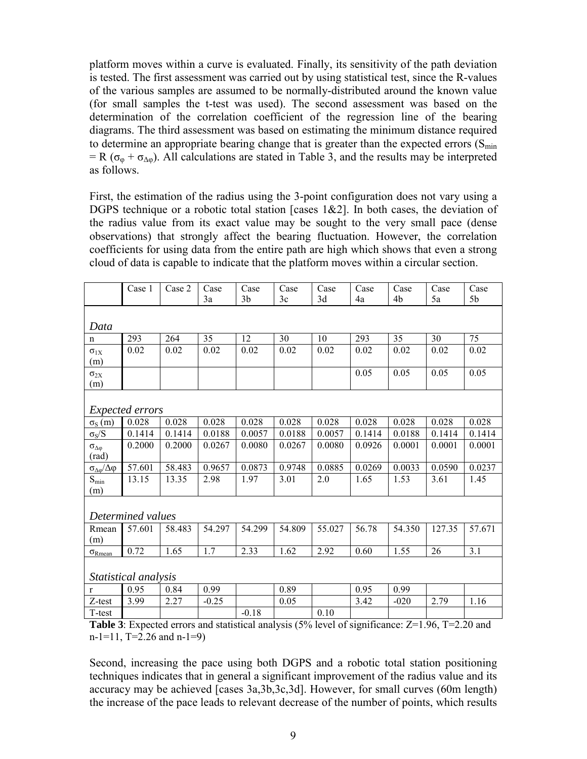platform moves within a curve is evaluated. Finally, its sensitivity of the path deviation is tested. The first assessment was carried out by using statistical test, since the R-values of the various samples are assumed to be normally-distributed around the known value (for small samples the t-test was used). The second assessment was based on the determination of the correlation coefficient of the regression line of the bearing diagrams. The third assessment was based on estimating the minimum distance required to determine an appropriate bearing change that is greater than the expected errors ($S_{min} = R\ (\sigma_{\varphi} + \sigma_{\Delta\varphi})$. All calculations are stated in Table 3, and the results may be interpreted as follows.

First, the estimation of the radius using the 3-point configuration does not vary using a DGPS technique or a robotic total station [cases 1&2]. In both cases, the deviation of the radius value from its exact value may be sought to the very small pace (dense observations) that strongly affect the bearing fluctuation. However, the correlation coefficients for using data from the entire path are high which shows that even a strong cloud of data is capable to indicate that the platform moves within a circular section.

| | Case 1 | Case 2 | Case 3a | Case 3b | Case 3c | Case 3d | Case 4a | Case 4b | Case 5a | Case 5b |
|---|---|---|---|---|---|---|---|---|---|---|
| *Data* | | | | | | | | | | |
| n | 293 | 264 | 35 | 12 | 30 | 10 | 293 | 35 | 30 | 75 |
| $\sigma_{1X}$ (m) | 0.02 | 0.02 | 0.02 | 0.02 | 0.02 | 0.02 | 0.02 | 0.02 | 0.02 | 0.02 |
| $\sigma_{2X}$ (m) | | | | | | | 0.05 | 0.05 | 0.05 | 0.05 |
| *Expected errors* | | | | | | | | | | |
| $\sigma_S$ (m) | 0.028 | 0.028 | 0.028 | 0.028 | 0.028 | 0.028 | 0.028 | 0.028 | 0.028 | 0.028 |
| $\sigma_S/S$ | 0.1414 | 0.1414 | 0.0188 | 0.0057 | 0.0188 | 0.0057 | 0.1414 | 0.0188 | 0.1414 | 0.1414 |
| $\sigma_{\Delta\varphi}$ (rad) | 0.2000 | 0.2000 | 0.0267 | 0.0080 | 0.0267 | 0.0080 | 0.0926 | 0.0001 | 0.0001 | 0.0001 |
| $\sigma_{\Delta\varphi}/\Delta\varphi$ | 57.601 | 58.483 | 0.9657 | 0.0873 | 0.9748 | 0.0885 | 0.0269 | 0.0033 | 0.0590 | 0.0237 |
| $S_{min}$ (m) | 13.15 | 13.35 | 2.98 | 1.97 | 3.01 | 2.0 | 1.65 | 1.53 | 3.61 | 1.45 |
| *Determined values* | | | | | | | | | | |
| Rmean (m) | 57.601 | 58.483 | 54.297 | 54.299 | 54.809 | 55.027 | 56.78 | 54.350 | 127.35 | 57.671 |
| $\sigma_{Rmean}$ | 0.72 | 1.65 | 1.7 | 2.33 | 1.62 | 2.92 | 0.60 | 1.55 | 26 | 3.1 |
| *Statistical analysis* | | | | | | | | | | |
| r | 0.95 | 0.84 | 0.99 | | 0.89 | | 0.95 | 0.99 | | |
| Z-test | 3.99 | 2.27 | -0.25 | | 0.05 | | 3.42 | -020 | 2.79 | 1.16 |
| T-test | | | | -0.18 | | 0.10 | | | | |

**Table 3**: Expected errors and statistical analysis (5% level of significance: Z=1.96, T=2.20 and n-1=11, T=2.26 and n-1=9)

Second, increasing the pace using both DGPS and a robotic total station positioning techniques indicates that in general a significant improvement of the radius value and its accuracy may be achieved [cases 3a,3b,3c,3d]. However, for small curves (60m length) the increase of the pace leads to relevant decrease of the number of points, which results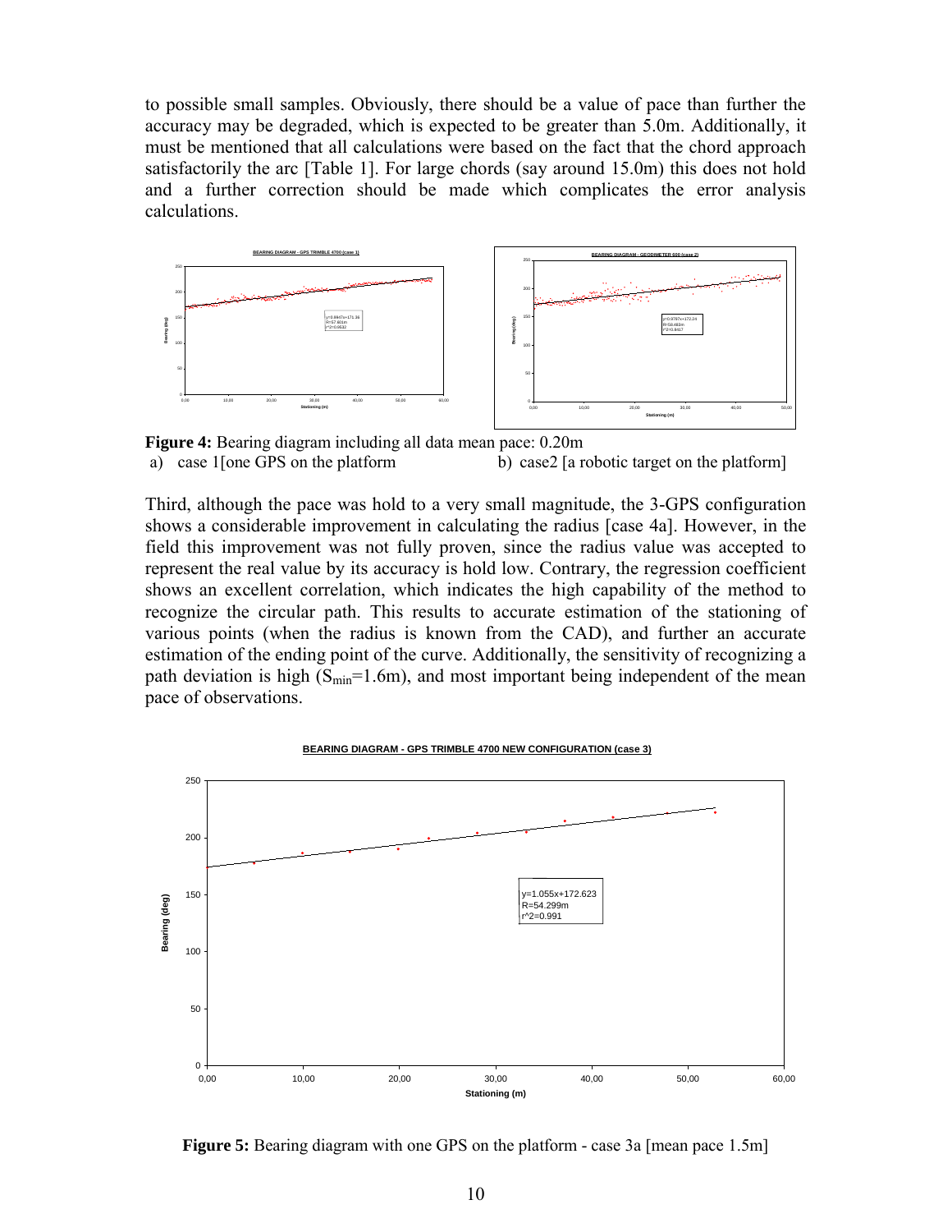to possible small samples. Obviously, there should be a value of pace than further the accuracy may be degraded, which is expected to be greater than 5.0m. Additionally, it must be mentioned that all calculations were based on the fact that the chord approach satisfactorily the arc [Table 1]. For large chords (say around 15.0m) this does not hold and a further correction should be made which complicates the error analysis calculations.

**Figure 4:** Bearing diagram including all data mean pace: 0.20m

a) case 1[one GPS on the platform b) case2 [a robotic target on the platform]

Third, although the pace was hold to a very small magnitude, the 3-GPS configuration shows a considerable improvement in calculating the radius [case 4a]. However, in the field this improvement was not fully proven, since the radius value was accepted to represent the real value by its accuracy is hold low. Contrary, the regression coefficient shows an excellent correlation, which indicates the high capability of the method to recognize the circular path. This results to accurate estimation of the stationing of various points (when the radius is known from the CAD), and further an accurate estimation of the ending point of the curve. Additionally, the sensitivity of recognizing a path deviation is high ($S_{min}$=1.6m), and most important being independent of the mean pace of observations.

**Figure 5:** Bearing diagram with one GPS on the platform - case 3a [mean pace 1.5m]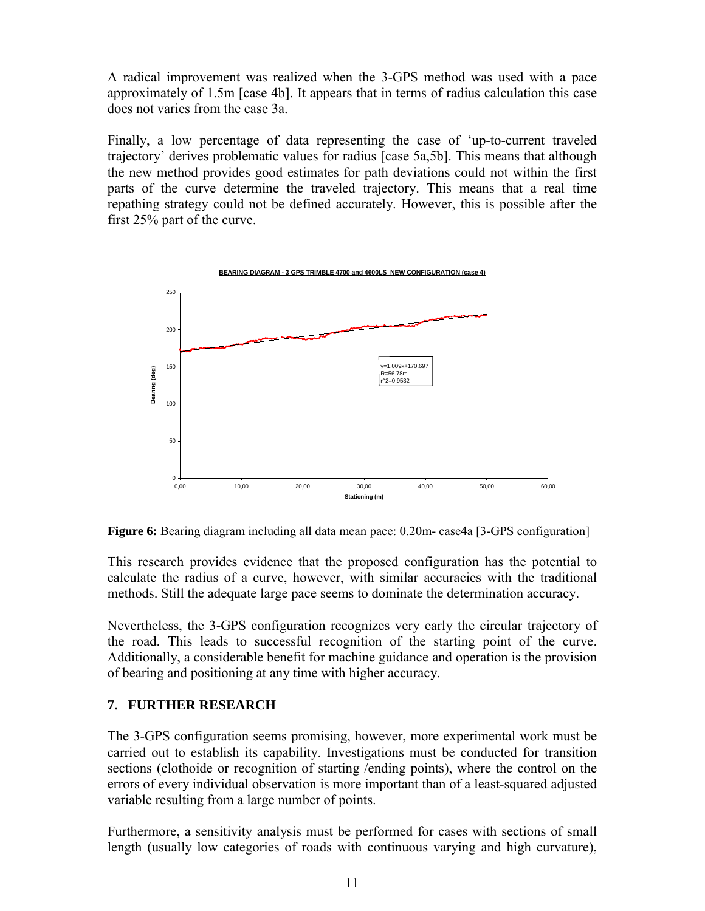A radical improvement was realized when the 3-GPS method was used with a pace approximately of 1.5m [case 4b]. It appears that in terms of radius calculation this case does not varies from the case 3a.

Finally, a low percentage of data representing the case of 'up-to-current traveled trajectory' derives problematic values for radius [case 5a,5b]. This means that although the new method provides good estimates for path deviations could not within the first parts of the curve determine the traveled trajectory. This means that a real time repathing strategy could not be defined accurately. However, this is possible after the first 25% part of the curve.

**Figure 6:** Bearing diagram including all data mean pace: 0.20m- case4a [3-GPS configuration]

This research provides evidence that the proposed configuration has the potential to calculate the radius of a curve, however, with similar accuracies with the traditional methods. Still the adequate large pace seems to dominate the determination accuracy.

Nevertheless, the 3-GPS configuration recognizes very early the circular trajectory of the road. This leads to successful recognition of the starting point of the curve. Additionally, a considerable benefit for machine guidance and operation is the provision of bearing and positioning at any time with higher accuracy.

## 7. FURTHER RESEARCH

The 3-GPS configuration seems promising, however, more experimental work must be carried out to establish its capability. Investigations must be conducted for transition sections (clothoide or recognition of starting /ending points), where the control on the errors of every individual observation is more important than of a least-squared adjusted variable resulting from a large number of points.

Furthermore, a sensitivity analysis must be performed for cases with sections of small length (usually low categories of roads with continuous varying and high curvature),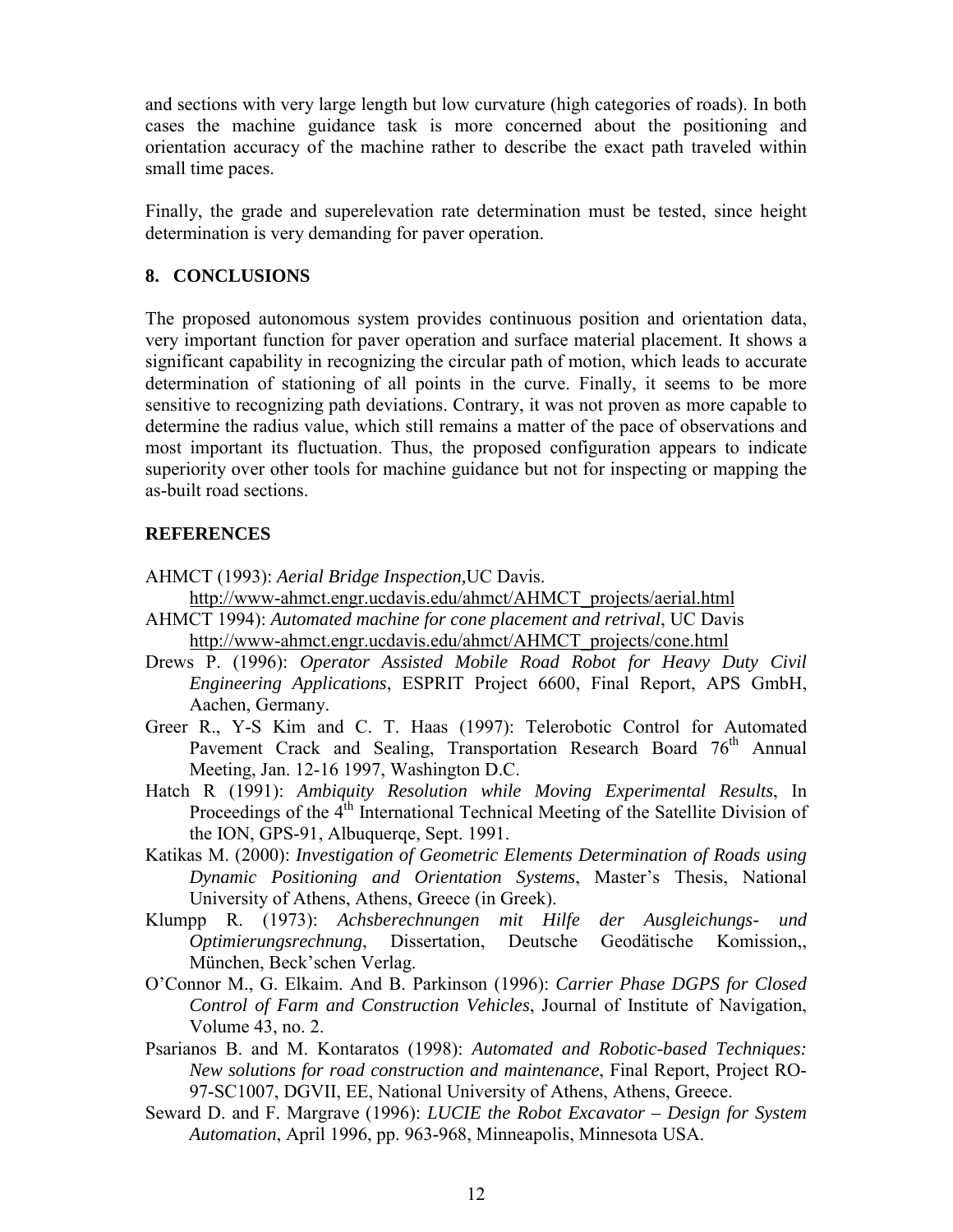and sections with very large length but low curvature (high categories of roads). In both cases the machine guidance task is more concerned about the positioning and orientation accuracy of the machine rather to describe the exact path traveled within small time paces.

Finally, the grade and superelevation rate determination must be tested, since height determination is very demanding for paver operation.

## 8. CONCLUSIONS

The proposed autonomous system provides continuous position and orientation data, very important function for paver operation and surface material placement. It shows a significant capability in recognizing the circular path of motion, which leads to accurate determination of stationing of all points in the curve. Finally, it seems to be more sensitive to recognizing path deviations. Contrary, it was not proven as more capable to determine the radius value, which still remains a matter of the pace of observations and most important its fluctuation. Thus, the proposed configuration appears to indicate superiority over other tools for machine guidance but not for inspecting or mapping the as-built road sections.

## REFERENCES

AHMCT (1993): *Aerial Bridge Inspection,*UC Davis. http://www-ahmct.engr.ucdavis.edu/ahmct/AHMCT_projects/aerial.html

AHMCT 1994): *Automated machine for cone placement and retrival*, UC Davis http://www-ahmct.engr.ucdavis.edu/ahmct/AHMCT_projects/cone.html

Drews P. (1996): *Operator Assisted Mobile Road Robot for Heavy Duty Civil Engineering Applications*, ESPRIT Project 6600, Final Report, APS GmbH, Aachen, Germany.

Greer R., Y-S Kim and C. T. Haas (1997): Telerobotic Control for Automated Pavement Crack and Sealing, Transportation Research Board 76th Annual Meeting, Jan. 12-16 1997, Washington D.C.

Hatch R (1991): *Ambiquity Resolution while Moving Experimental Results*, In Proceedings of the 4th International Technical Meeting of the Satellite Division of the ION, GPS-91, Albuquerqe, Sept. 1991.

Katikas M. (2000): *Investigation of Geometric Elements Determination of Roads using Dynamic Positioning and Orientation Systems*, Master's Thesis, National University of Athens, Athens, Greece (in Greek).

Klumpp R. (1973): *Achsberechnungen mit Hilfe der Ausgleichungs- und Optimierungsrechnung*, Dissertation, Deutsche Geodätische Komission,, München, Beck'schen Verlag.

O'Connor M., G. Elkaim. And B. Parkinson (1996): *Carrier Phase DGPS for Closed Control of Farm and Construction Vehicles*, Journal of Institute of Navigation, Volume 43, no. 2.

Psarianos B. and M. Kontaratos (1998): *Automated and Robotic-based Techniques: New solutions for road construction and maintenance*, Final Report, Project RO-97-SC1007, DGVII, EE, National University of Athens, Athens, Greece.

Seward D. and F. Margrave (1996): *LUCIE the Robot Excavator – Design for System Automation*, April 1996, pp. 963-968, Minneapolis, Minnesota USA.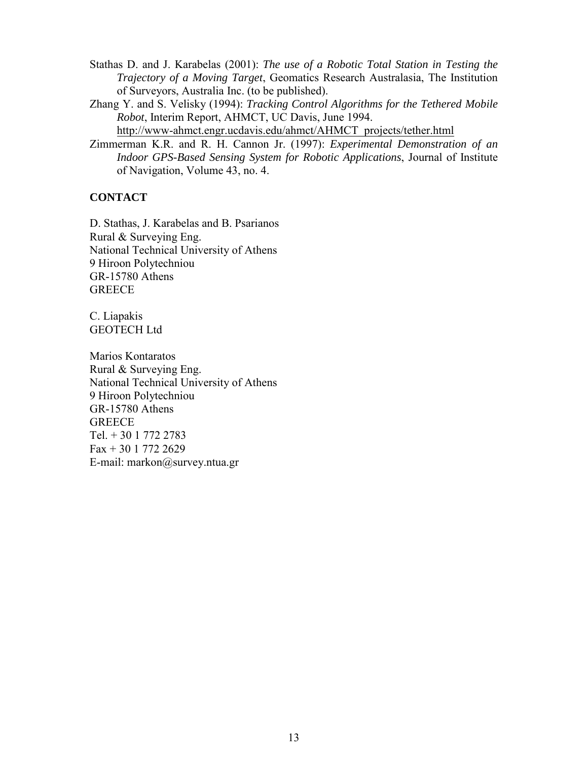Stathas D. and J. Karabelas (2001): *The use of a Robotic Total Station in Testing the Trajectory of a Moving Target*, Geomatics Research Australasia, The Institution of Surveyors, Australia Inc. (to be published).

Zhang Y. and S. Velisky (1994): *Tracking Control Algorithms for the Tethered Mobile Robot*, Interim Report, AHMCT, UC Davis, June 1994. http://www-ahmct.engr.ucdavis.edu/ahmct/AHMCT_projects/tether.html

Zimmerman K.R. and R. H. Cannon Jr. (1997): *Experimental Demonstration of an Indoor GPS-Based Sensing System for Robotic Applications*, Journal of Institute of Navigation, Volume 43, no. 4.

## CONTACT

D. Stathas, J. Karabelas and B. Psarianos
Rural & Surveying Eng.
National Technical University of Athens
9 Hiroon Polytechniou
GR-15780 Athens
GREECE

C. Liapakis
GEOTECH Ltd

Marios Kontaratos
Rural & Surveying Eng.
National Technical University of Athens
9 Hiroon Polytechniou
GR-15780 Athens
GREECE
Tel. + 30 1 772 2783
Fax + 30 1 772 2629
E-mail: markon@survey.ntua.gr